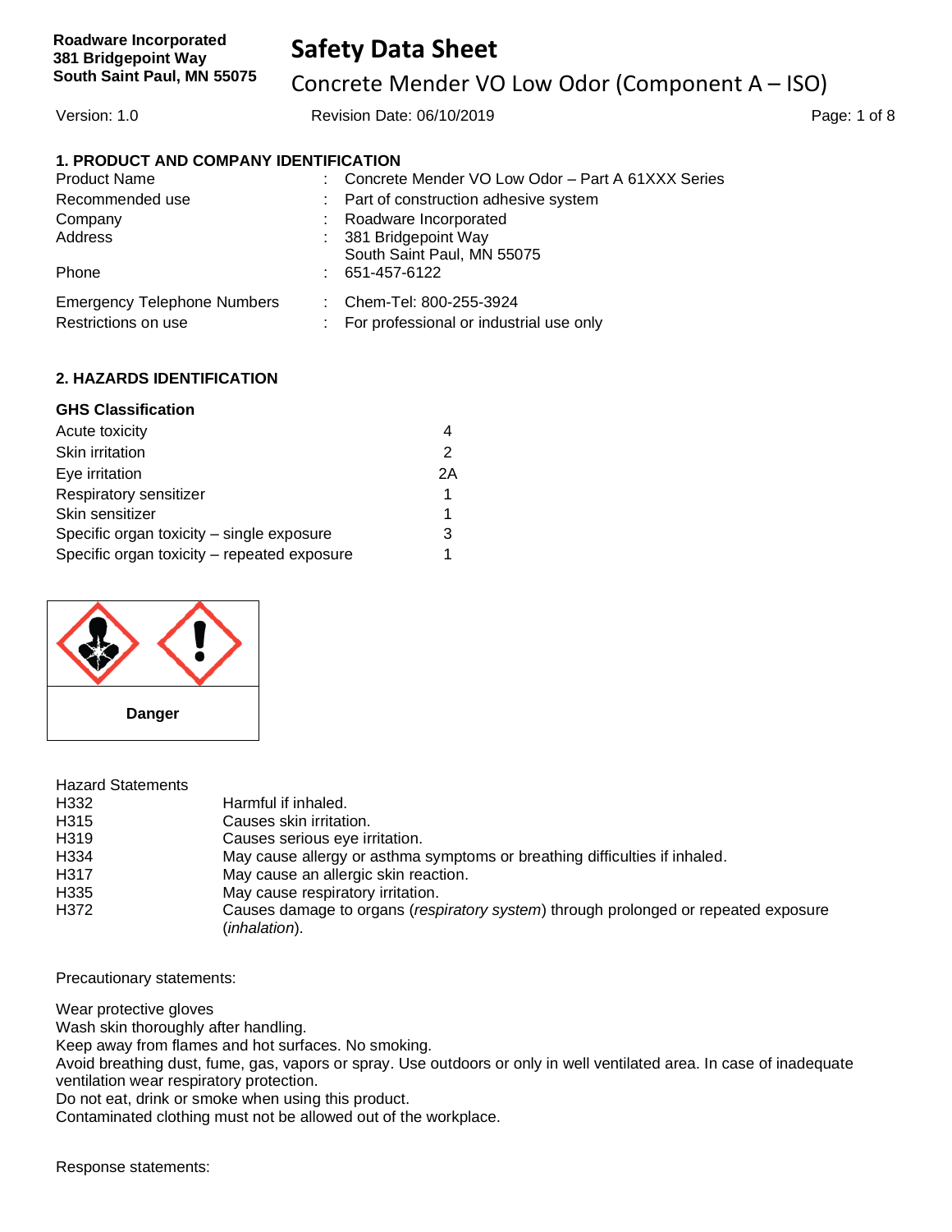Roadware Incorporated
381 Bridgepoint Way
South Saint Paul, MN 55075

# Safety Data Sheet

## Concrete Mender VO Low Odor (Component A – ISO)

Version: 1.0 | Revision Date: 06/10/2019

### 1. PRODUCT AND COMPANY IDENTIFICATION

| | | |
|---|---|---|
| Product Name | : | Concrete Mender VO Low Odor – Part A 61XXX Series |
| Recommended use | : | Part of construction adhesive system |
| Company | : | Roadware Incorporated |
| Address | : | 381 Bridgepoint Way<br>South Saint Paul, MN 55075 |
| Phone | : | 651-457-6122 |
| Emergency Telephone Numbers | : | Chem-Tel: 800-255-3924 |
| Restrictions on use | : | For professional or industrial use only |

### 2. HAZARDS IDENTIFICATION

**GHS Classification**

| | |
|---|---|
| Acute toxicity | 4 |
| Skin irritation | 2 |
| Eye irritation | 2A |
| Respiratory sensitizer | 1 |
| Skin sensitizer | 1 |
| Specific organ toxicity – single exposure | 3 |
| Specific organ toxicity – repeated exposure | 1 |

**Danger**

Hazard Statements

| | |
|---|---|
| H332 | Harmful if inhaled. |
| H315 | Causes skin irritation. |
| H319 | Causes serious eye irritation. |
| H334 | May cause allergy or asthma symptoms or breathing difficulties if inhaled. |
| H317 | May cause an allergic skin reaction. |
| H335 | May cause respiratory irritation. |
| H372 | Causes damage to organs (*respiratory system*) through prolonged or repeated exposure (*inhalation*). |

Precautionary statements:

Wear protective gloves
Wash skin thoroughly after handling.
Keep away from flames and hot surfaces. No smoking.
Avoid breathing dust, fume, gas, vapors or spray. Use outdoors or only in well ventilated area. In case of inadequate ventilation wear respiratory protection.
Do not eat, drink or smoke when using this product.
Contaminated clothing must not be allowed out of the workplace.

Response statements: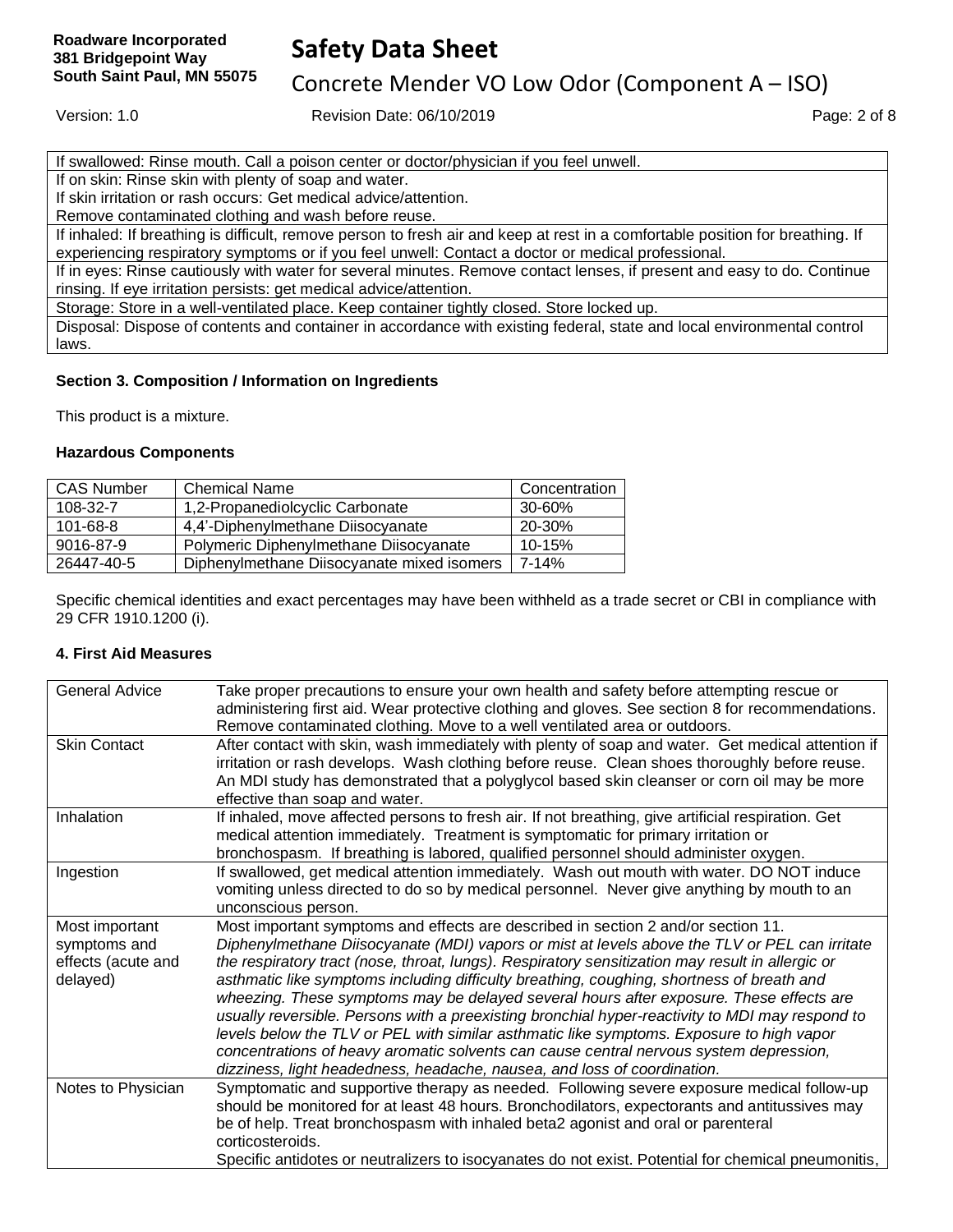| If swallowed: Rinse mouth. Call a poison center or doctor/physician if you feel unwell. |
|---|
| If on skin: Rinse skin with plenty of soap and water.<br>If skin irritation or rash occurs: Get medical advice/attention.<br>Remove contaminated clothing and wash before reuse. |
| If inhaled: If breathing is difficult, remove person to fresh air and keep at rest in a comfortable position for breathing. If experiencing respiratory symptoms or if you feel unwell: Contact a doctor or medical professional. |
| If in eyes: Rinse cautiously with water for several minutes. Remove contact lenses, if present and easy to do. Continue rinsing. If eye irritation persists: get medical advice/attention. |
| Storage: Store in a well-ventilated place. Keep container tightly closed. Store locked up. |
| Disposal: Dispose of contents and container in accordance with existing federal, state and local environmental control laws. |

### Section 3. Composition / Information on Ingredients

This product is a mixture.

#### Hazardous Components

| CAS Number | Chemical Name | Concentration |
|---|---|---|
| 108-32-7 | 1,2-Propanediolcyclic Carbonate | 30-60% |
| 101-68-8 | 4,4'-Diphenylmethane Diisocyanate | 20-30% |
| 9016-87-9 | Polymeric Diphenylmethane Diisocyanate | 10-15% |
| 26447-40-5 | Diphenylmethane Diisocyanate mixed isomers | 7-14% |

Specific chemical identities and exact percentages may have been withheld as a trade secret or CBI in compliance with 29 CFR 1910.1200 (i).

### 4. First Aid Measures

| | |
|---|---|
| General Advice | Take proper precautions to ensure your own health and safety before attempting rescue or administering first aid. Wear protective clothing and gloves. See section 8 for recommendations. Remove contaminated clothing. Move to a well ventilated area or outdoors. |
| Skin Contact | After contact with skin, wash immediately with plenty of soap and water. Get medical attention if irritation or rash develops. Wash clothing before reuse. Clean shoes thoroughly before reuse. An MDI study has demonstrated that a polyglycol based skin cleanser or corn oil may be more effective than soap and water. |
| Inhalation | If inhaled, move affected persons to fresh air. If not breathing, give artificial respiration. Get medical attention immediately. Treatment is symptomatic for primary irritation or bronchospasm. If breathing is labored, qualified personnel should administer oxygen. |
| Ingestion | If swallowed, get medical attention immediately. Wash out mouth with water. DO NOT induce vomiting unless directed to do so by medical personnel. Never give anything by mouth to an unconscious person. |
| Most important symptoms and effects (acute and delayed) | Most important symptoms and effects are described in section 2 and/or section 11.<br>*Diphenylmethane Diisocyanate (MDI) vapors or mist at levels above the TLV or PEL can irritate the respiratory tract (nose, throat, lungs). Respiratory sensitization may result in allergic or asthmatic like symptoms including difficulty breathing, coughing, shortness of breath and wheezing. These symptoms may be delayed several hours after exposure. These effects are usually reversible. Persons with a preexisting bronchial hyper-reactivity to MDI may respond to levels below the TLV or PEL with similar asthmatic like symptoms. Exposure to high vapor concentrations of heavy aromatic solvents can cause central nervous system depression, dizziness, light headedness, headache, nausea, and loss of coordination.* |
| Notes to Physician | Symptomatic and supportive therapy as needed. Following severe exposure medical follow-up should be monitored for at least 48 hours. Bronchodilators, expectorants and antitussives may be of help. Treat bronchospasm with inhaled beta2 agonist and oral or parenteral corticosteroids.<br>Specific antidotes or neutralizers to isocyanates do not exist. Potential for chemical pneumonitis, |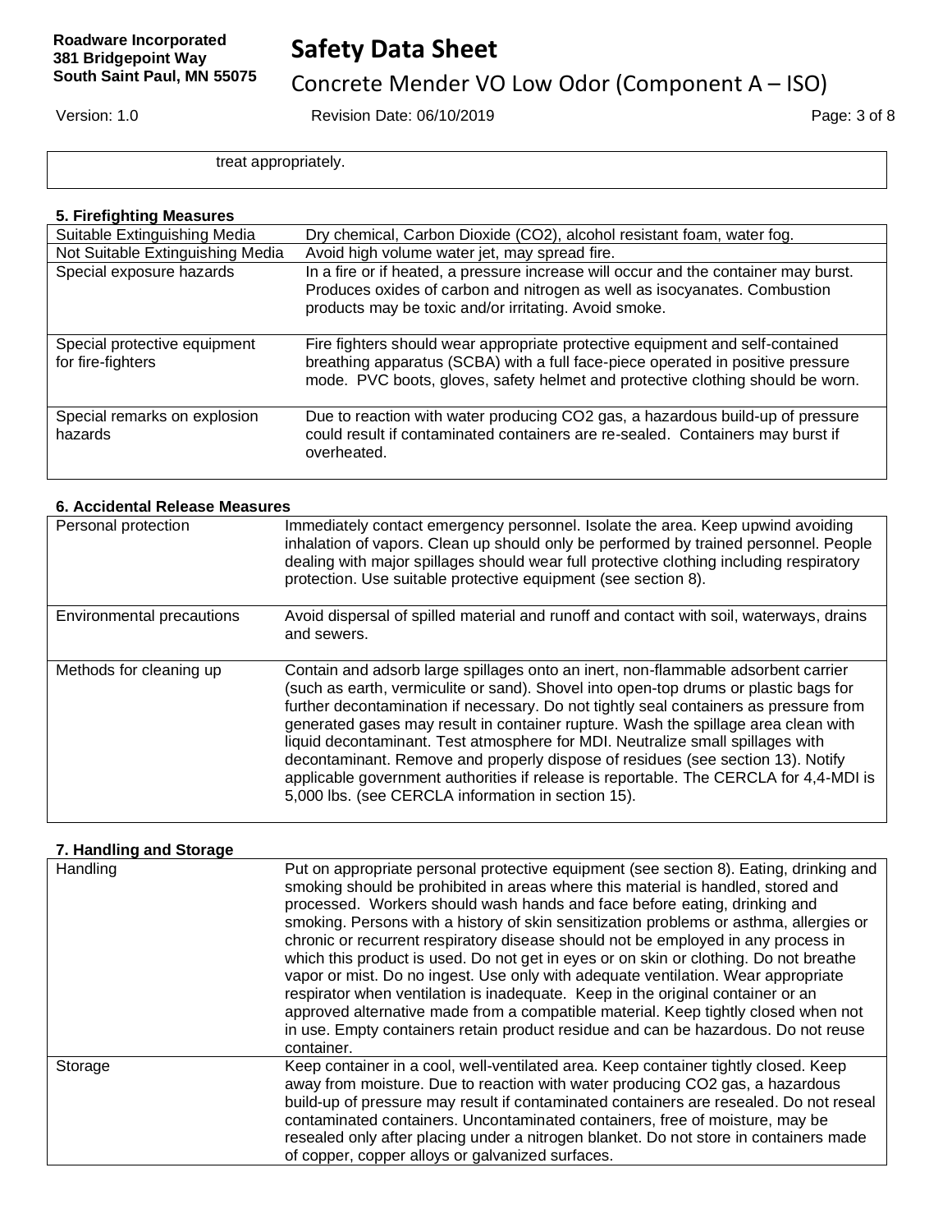| treat appropriately. |
|---|

## 5. Firefighting Measures

| | |
|---|---|
| Suitable Extinguishing Media | Dry chemical, Carbon Dioxide ($CO_2$), alcohol resistant foam, water fog. |
| Not Suitable Extinguishing Media | Avoid high volume water jet, may spread fire. |
| Special exposure hazards | In a fire or if heated, a pressure increase will occur and the container may burst. Produces oxides of carbon and nitrogen as well as isocyanates. Combustion products may be toxic and/or irritating. Avoid smoke. |
| Special protective equipment for fire-fighters | Fire fighters should wear appropriate protective equipment and self-contained breathing apparatus (SCBA) with a full face-piece operated in positive pressure mode. PVC boots, gloves, safety helmet and protective clothing should be worn. |
| Special remarks on explosion hazards | Due to reaction with water producing $CO_2$ gas, a hazardous build-up of pressure could result if contaminated containers are re-sealed. Containers may burst if overheated. |

## 6. Accidental Release Measures

| | |
|---|---|
| Personal protection | Immediately contact emergency personnel. Isolate the area. Keep upwind avoiding inhalation of vapors. Clean up should only be performed by trained personnel. People dealing with major spillages should wear full protective clothing including respiratory protection. Use suitable protective equipment (see section 8). |
| Environmental precautions | Avoid dispersal of spilled material and runoff and contact with soil, waterways, drains and sewers. |
| Methods for cleaning up | Contain and adsorb large spillages onto an inert, non-flammable adsorbent carrier (such as earth, vermiculite or sand). Shovel into open-top drums or plastic bags for further decontamination if necessary. Do not tightly seal containers as pressure from generated gases may result in container rupture. Wash the spillage area clean with liquid decontaminant. Test atmosphere for MDI. Neutralize small spillages with decontaminant. Remove and properly dispose of residues (see section 13). Notify applicable government authorities if release is reportable. The CERCLA for 4,4-MDI is 5,000 lbs. (see CERCLA information in section 15). |

## 7. Handling and Storage

| | |
|---|---|
| Handling | Put on appropriate personal protective equipment (see section 8). Eating, drinking and smoking should be prohibited in areas where this material is handled, stored and processed. Workers should wash hands and face before eating, drinking and smoking. Persons with a history of skin sensitization problems or asthma, allergies or chronic or recurrent respiratory disease should not be employed in any process in which this product is used. Do not get in eyes or on skin or clothing. Do not breathe vapor or mist. Do no ingest. Use only with adequate ventilation. Wear appropriate respirator when ventilation is inadequate. Keep in the original container or an approved alternative made from a compatible material. Keep tightly closed when not in use. Empty containers retain product residue and can be hazardous. Do not reuse container. |
| Storage | Keep container in a cool, well-ventilated area. Keep container tightly closed. Keep away from moisture. Due to reaction with water producing $CO_2$ gas, a hazardous build-up of pressure may result if contaminated containers are resealed. Do not reseal contaminated containers. Uncontaminated containers, free of moisture, may be resealed only after placing under a nitrogen blanket. Do not store in containers made of copper, copper alloys or galvanized surfaces. |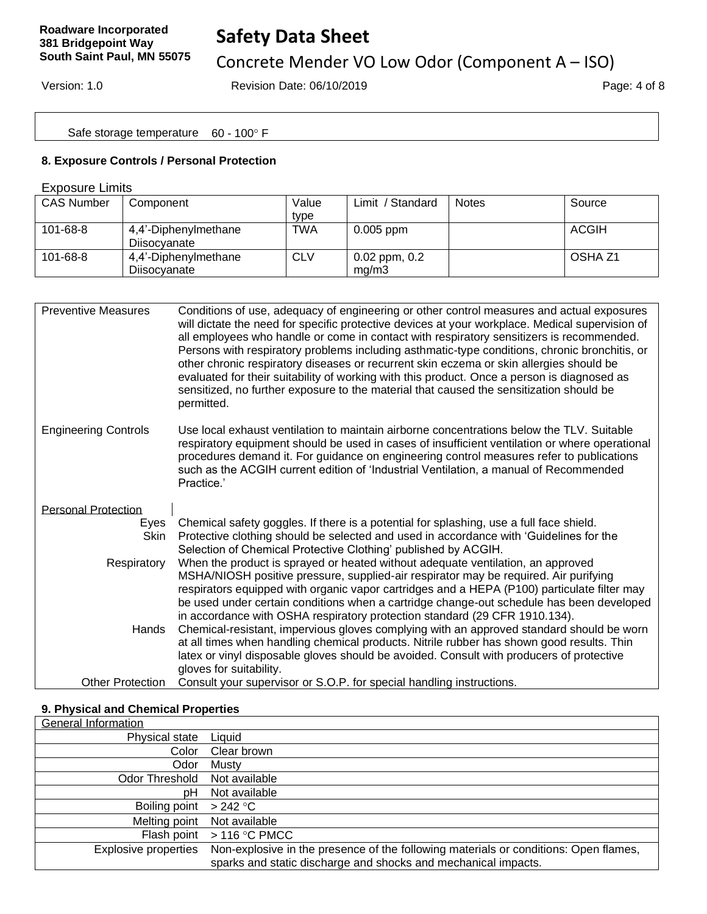| Safe storage temperature | 60 - 100° F |
|---|---|

### 8. Exposure Controls / Personal Protection

Exposure Limits

| CAS Number | Component | Value type | Limit / Standard | Notes | Source |
|---|---|---|---|---|---|
| 101-68-8 | 4,4'-Diphenylmethane Diisocyanate | TWA | 0.005 ppm | | ACGIH |
| 101-68-8 | 4,4'-Diphenylmethane Diisocyanate | CLV | 0.02 ppm, 0.2 mg/m3 | | OSHA Z1 |

| | |
|---|---|
| Preventive Measures | Conditions of use, adequacy of engineering or other control measures and actual exposures will dictate the need for specific protective devices at your workplace. Medical supervision of all employees who handle or come in contact with respiratory sensitizers is recommended. Persons with respiratory problems including asthmatic-type conditions, chronic bronchitis, or other chronic respiratory diseases or recurrent skin eczema or skin allergies should be evaluated for their suitability of working with this product. Once a person is diagnosed as sensitized, no further exposure to the material that caused the sensitization should be permitted. |
| Engineering Controls | Use local exhaust ventilation to maintain airborne concentrations below the TLV. Suitable respiratory equipment should be used in cases of insufficient ventilation or where operational procedures demand it. For guidance on engineering control measures refer to publications such as the ACGIH current edition of 'Industrial Ventilation, a manual of Recommended Practice.' |
| Personal Protection | |
| Eyes | Chemical safety goggles. If there is a potential for splashing, use a full face shield. |
| Skin | Protective clothing should be selected and used in accordance with 'Guidelines for the Selection of Chemical Protective Clothing' published by ACGIH. |
| Respiratory | When the product is sprayed or heated without adequate ventilation, an approved MSHA/NIOSH positive pressure, supplied-air respirator may be required. Air purifying respirators equipped with organic vapor cartridges and a HEPA (P100) particulate filter may be used under certain conditions when a cartridge change-out schedule has been developed in accordance with OSHA respiratory protection standard (29 CFR 1910.134). |
| Hands | Chemical-resistant, impervious gloves complying with an approved standard should be worn at all times when handling chemical products. Nitrile rubber has shown good results. Thin latex or vinyl disposable gloves should be avoided. Consult with producers of protective gloves for suitability. |
| Other Protection | Consult your supervisor or S.O.P. for special handling instructions. |

### 9. Physical and Chemical Properties

| General Information | |
|---|---|
| Physical state | Liquid |
| Color | Clear brown |
| Odor | Musty |
| Odor Threshold | Not available |
| pH | Not available |
| Boiling point | > 242 °C |
| Melting point | Not available |
| Flash point | > 116 °C PMCC |
| Explosive properties | Non-explosive in the presence of the following materials or conditions: Open flames, sparks and static discharge and shocks and mechanical impacts. |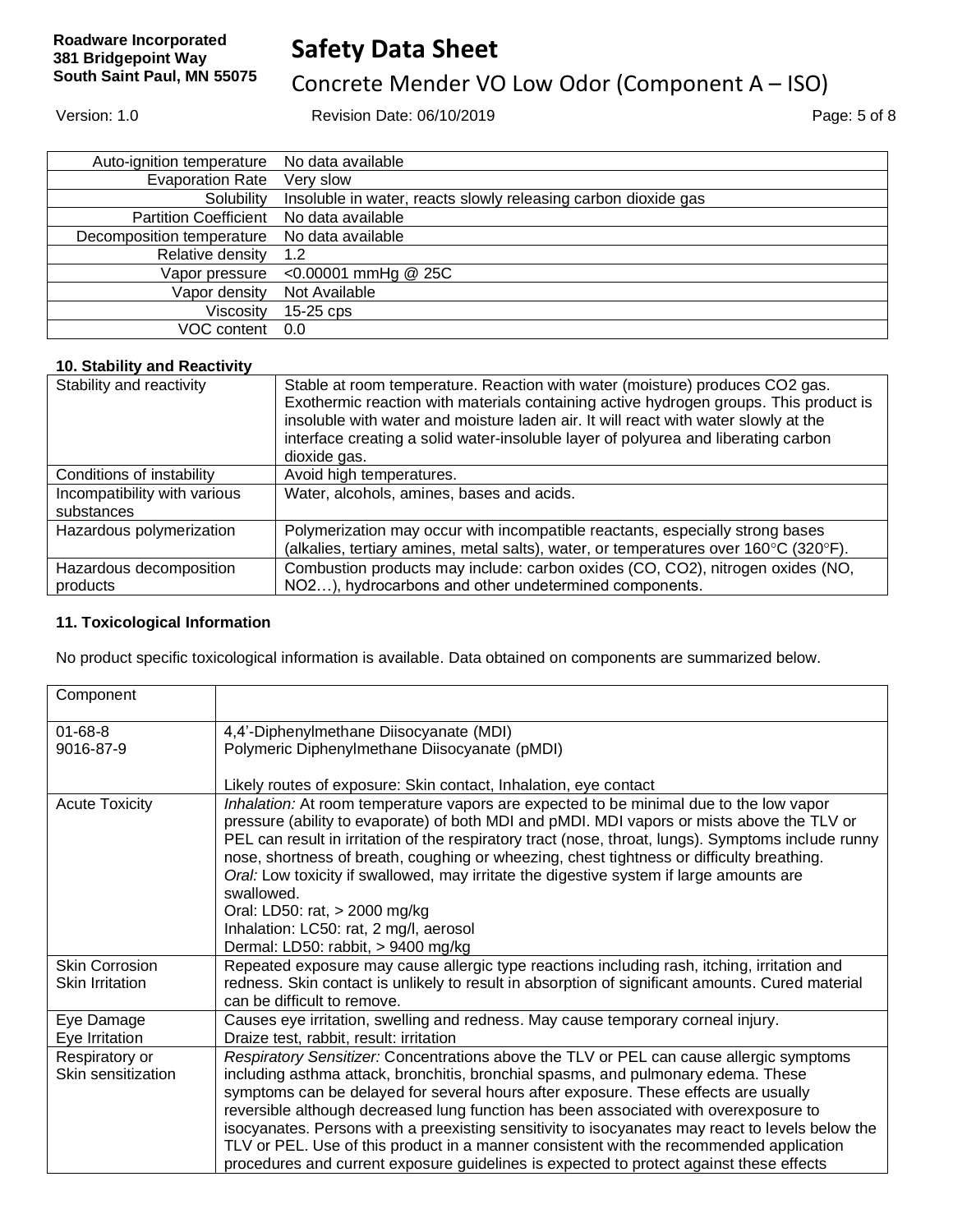| | |
|---|---|
| Auto-ignition temperature | No data available |
| Evaporation Rate | Very slow |
| Solubility | Insoluble in water, reacts slowly releasing carbon dioxide gas |
| Partition Coefficient | No data available |
| Decomposition temperature | No data available |
| Relative density | 1.2 |
| Vapor pressure | <0.00001 mmHg @ 25C |
| Vapor density | Not Available |
| Viscosity | 15-25 cps |
| VOC content | 0.0 |

### 10. Stability and Reactivity

| | |
|---|---|
| Stability and reactivity | Stable at room temperature. Reaction with water (moisture) produces CO2 gas. Exothermic reaction with materials containing active hydrogen groups. This product is insoluble with water and moisture laden air. It will react with water slowly at the interface creating a solid water-insoluble layer of polyurea and liberating carbon dioxide gas. |
| Conditions of instability | Avoid high temperatures. |
| Incompatibility with various substances | Water, alcohols, amines, bases and acids. |
| Hazardous polymerization | Polymerization may occur with incompatible reactants, especially strong bases (alkalies, tertiary amines, metal salts), water, or temperatures over 160°C (320°F). |
| Hazardous decomposition products | Combustion products may include: carbon oxides (CO, CO2), nitrogen oxides (NO, NO2…), hydrocarbons and other undetermined components. |

### 11. Toxicological Information

No product specific toxicological information is available. Data obtained on components are summarized below.

| Component | |
|---|---|
| 01-68-8<br>9016-87-9 | 4,4'-Diphenylmethane Diisocyanate (MDI)<br>Polymeric Diphenylmethane Diisocyanate (pMDI)<br><br>Likely routes of exposure: Skin contact, Inhalation, eye contact |
| Acute Toxicity | *Inhalation:* At room temperature vapors are expected to be minimal due to the low vapor pressure (ability to evaporate) of both MDI and pMDI. MDI vapors or mists above the TLV or PEL can result in irritation of the respiratory tract (nose, throat, lungs). Symptoms include runny nose, shortness of breath, coughing or wheezing, chest tightness or difficulty breathing.<br>*Oral:* Low toxicity if swallowed, may irritate the digestive system if large amounts are swallowed.<br>Oral: LD50: rat, > 2000 mg/kg<br>Inhalation: LC50: rat, 2 mg/l, aerosol<br>Dermal: LD50: rabbit, > 9400 mg/kg |
| Skin Corrosion<br>Skin Irritation | Repeated exposure may cause allergic type reactions including rash, itching, irritation and redness. Skin contact is unlikely to result in absorption of significant amounts. Cured material can be difficult to remove. |
| Eye Damage<br>Eye Irritation | Causes eye irritation, swelling and redness. May cause temporary corneal injury.<br>Draize test, rabbit, result: irritation |
| Respiratory or Skin sensitization | *Respiratory Sensitizer:* Concentrations above the TLV or PEL can cause allergic symptoms including asthma attack, bronchitis, bronchial spasms, and pulmonary edema. These symptoms can be delayed for several hours after exposure. These effects are usually reversible although decreased lung function has been associated with overexposure to isocyanates. Persons with a preexisting sensitivity to isocyanates may react to levels below the TLV or PEL. Use of this product in a manner consistent with the recommended application procedures and current exposure guidelines is expected to protect against these effects |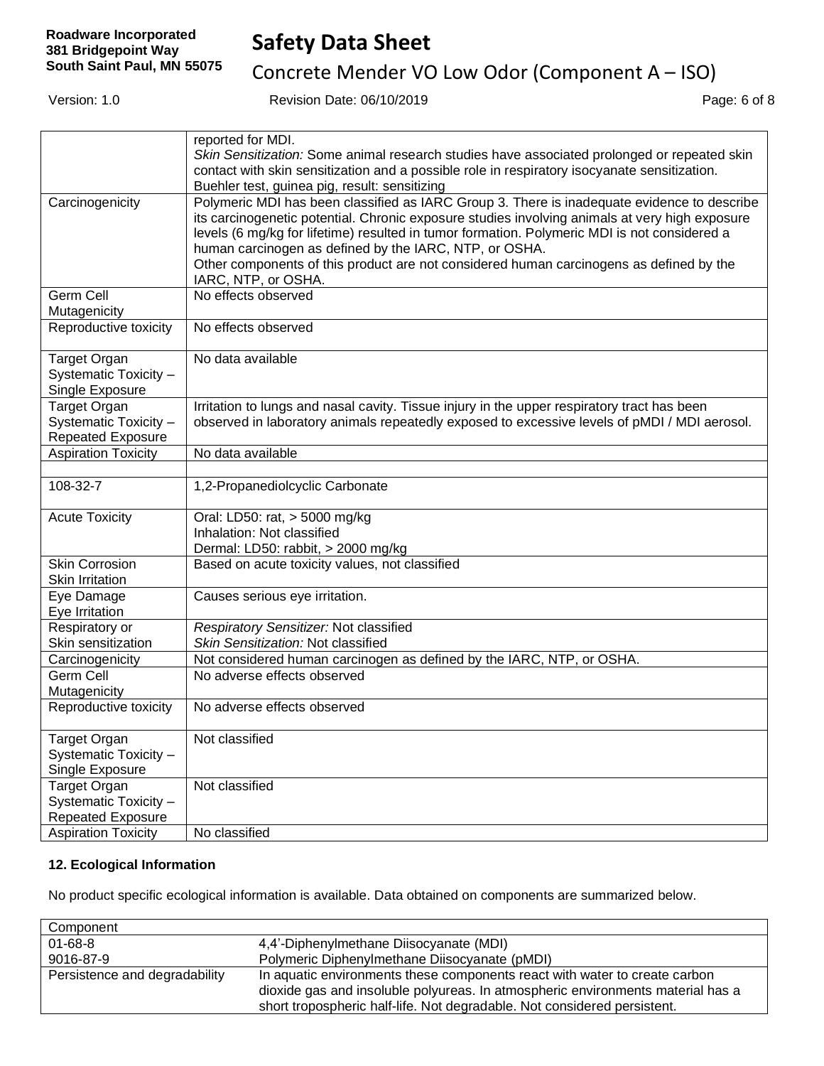| | |
|---|---|
| | reported for MDI.<br>*Skin Sensitization:* Some animal research studies have associated prolonged or repeated skin contact with skin sensitization and a possible role in respiratory isocyanate sensitization.<br>Buehler test, guinea pig, result: sensitizing |
| Carcinogenicity | Polymeric MDI has been classified as IARC Group 3. There is inadequate evidence to describe its carcinogenetic potential. Chronic exposure studies involving animals at very high exposure levels (6 mg/kg for lifetime) resulted in tumor formation. Polymeric MDI is not considered a human carcinogen as defined by the IARC, NTP, or OSHA.<br>Other components of this product are not considered human carcinogens as defined by the IARC, NTP, or OSHA. |
| Germ Cell Mutagenicity | No effects observed |
| Reproductive toxicity | No effects observed |
| Target Organ Systematic Toxicity – Single Exposure | No data available |
| Target Organ Systematic Toxicity – Repeated Exposure | Irritation to lungs and nasal cavity. Tissue injury in the upper respiratory tract has been observed in laboratory animals repeatedly exposed to excessive levels of pMDI / MDI aerosol. |
| Aspiration Toxicity | No data available |
| | |
| 108-32-7 | 1,2-Propanediolcyclic Carbonate |
| Acute Toxicity | Oral: LD50: rat, > 5000 mg/kg<br>Inhalation: Not classified<br>Dermal: LD50: rabbit, > 2000 mg/kg |
| Skin Corrosion Skin Irritation | Based on acute toxicity values, not classified |
| Eye Damage Eye Irritation | Causes serious eye irritation. |
| Respiratory or Skin sensitization | *Respiratory Sensitizer:* Not classified<br>*Skin Sensitization:* Not classified |
| Carcinogenicity | Not considered human carcinogen as defined by the IARC, NTP, or OSHA. |
| Germ Cell Mutagenicity | No adverse effects observed |
| Reproductive toxicity | No adverse effects observed |
| Target Organ Systematic Toxicity – Single Exposure | Not classified |
| Target Organ Systematic Toxicity – Repeated Exposure | Not classified |
| Aspiration Toxicity | No classified |

### 12. Ecological Information

No product specific ecological information is available. Data obtained on components are summarized below.

| Component | |
|---|---|
| 01-68-8<br>9016-87-9 | 4,4'-Diphenylmethane Diisocyanate (MDI)<br>Polymeric Diphenylmethane Diisocyanate (pMDI) |
| Persistence and degradability | In aquatic environments these components react with water to create carbon dioxide gas and insoluble polyureas. In atmospheric environments material has a short tropospheric half-life. Not degradable. Not considered persistent. |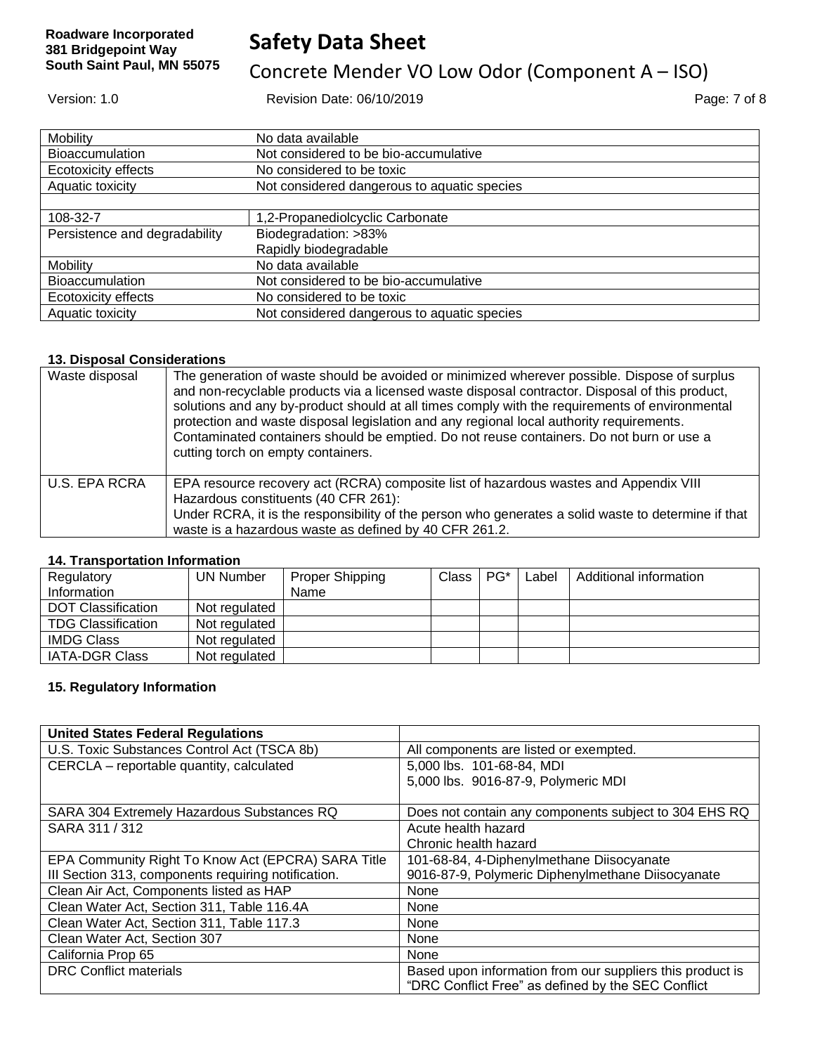| | |
|---|---|
| Mobility | No data available |
| Bioaccumulation | Not considered to be bio-accumulative |
| Ecotoxicity effects | No considered to be toxic |
| Aquatic toxicity | Not considered dangerous to aquatic species |
| | |
| 108-32-7 | 1,2-Propanediolcyclic Carbonate |
| Persistence and degradability | Biodegradation: >83%<br>Rapidly biodegradable |
| Mobility | No data available |
| Bioaccumulation | Not considered to be bio-accumulative |
| Ecotoxicity effects | No considered to be toxic |
| Aquatic toxicity | Not considered dangerous to aquatic species |

### 13. Disposal Considerations

| | |
|---|---|
| Waste disposal | The generation of waste should be avoided or minimized wherever possible. Dispose of surplus and non-recyclable products via a licensed waste disposal contractor. Disposal of this product, solutions and any by-product should at all times comply with the requirements of environmental protection and waste disposal legislation and any regional local authority requirements. Contaminated containers should be emptied. Do not reuse containers. Do not burn or use a cutting torch on empty containers. |
| U.S. EPA RCRA | EPA resource recovery act (RCRA) composite list of hazardous wastes and Appendix VIII Hazardous constituents (40 CFR 261):<br>Under RCRA, it is the responsibility of the person who generates a solid waste to determine if that waste is a hazardous waste as defined by 40 CFR 261.2. |

### 14. Transportation Information

| Regulatory Information | UN Number | Proper Shipping Name | Class | PG* | Label | Additional information |
|---|---|---|---|---|---|---|
| DOT Classification | Not regulated | | | | | |
| TDG Classification | Not regulated | | | | | |
| IMDG Class | Not regulated | | | | | |
| IATA-DGR Class | Not regulated | | | | | |

### 15. Regulatory Information

| United States Federal Regulations | |
|---|---|
| U.S. Toxic Substances Control Act (TSCA 8b) | All components are listed or exempted. |
| CERCLA – reportable quantity, calculated | 5,000 lbs. 101-68-84, MDI<br>5,000 lbs. 9016-87-9, Polymeric MDI |
| SARA 304 Extremely Hazardous Substances RQ | Does not contain any components subject to 304 EHS RQ |
| SARA 311 / 312 | Acute health hazard<br>Chronic health hazard |
| EPA Community Right To Know Act (EPCRA) SARA Title III Section 313, components requiring notification. | 101-68-84, 4-Diphenylmethane Diisocyanate<br>9016-87-9, Polymeric Diphenylmethane Diisocyanate |
| Clean Air Act, Components listed as HAP | None |
| Clean Water Act, Section 311, Table 116.4A | None |
| Clean Water Act, Section 311, Table 117.3 | None |
| Clean Water Act, Section 307 | None |
| California Prop 65 | None |
| DRC Conflict materials | Based upon information from our suppliers this product is "DRC Conflict Free" as defined by the SEC Conflict |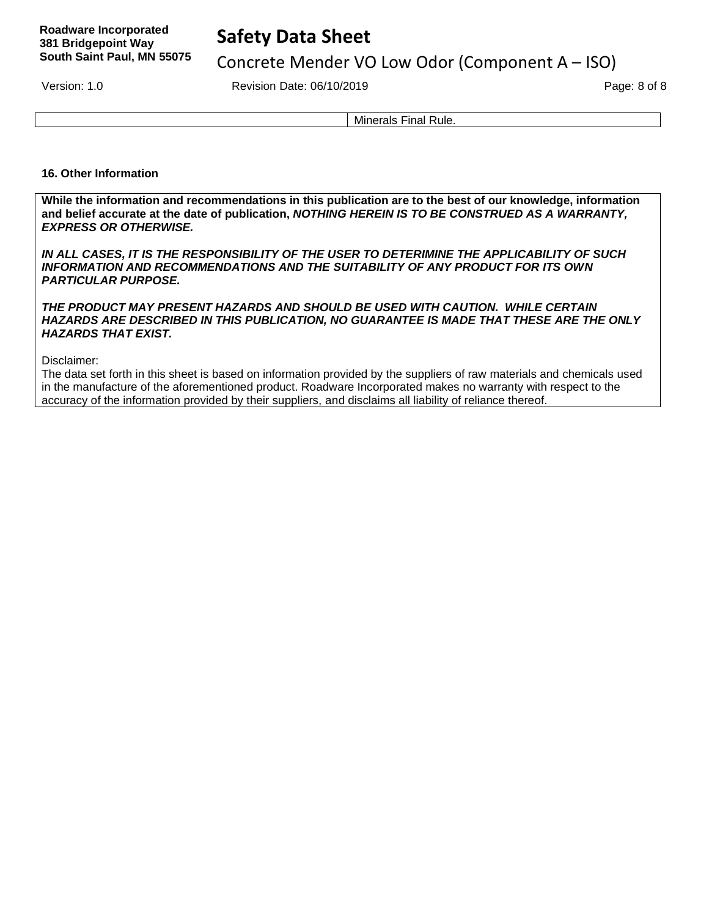| | Minerals Final Rule. |
|---|---|

## 16. Other Information

**While the information and recommendations in this publication are to the best of our knowledge, information and belief accurate at the date of publication, *NOTHING HEREIN IS TO BE CONSTRUED AS A WARRANTY, EXPRESS OR OTHERWISE.***

***IN ALL CASES, IT IS THE RESPONSIBILITY OF THE USER TO DETERIMINE THE APPLICABILITY OF SUCH INFORMATION AND RECOMMENDATIONS AND THE SUITABILITY OF ANY PRODUCT FOR ITS OWN PARTICULAR PURPOSE.***

***THE PRODUCT MAY PRESENT HAZARDS AND SHOULD BE USED WITH CAUTION. WHILE CERTAIN HAZARDS ARE DESCRIBED IN THIS PUBLICATION, NO GUARANTEE IS MADE THAT THESE ARE THE ONLY HAZARDS THAT EXIST.***

Disclaimer:
The data set forth in this sheet is based on information provided by the suppliers of raw materials and chemicals used in the manufacture of the aforementioned product. Roadware Incorporated makes no warranty with respect to the accuracy of the information provided by their suppliers, and disclaims all liability of reliance thereof.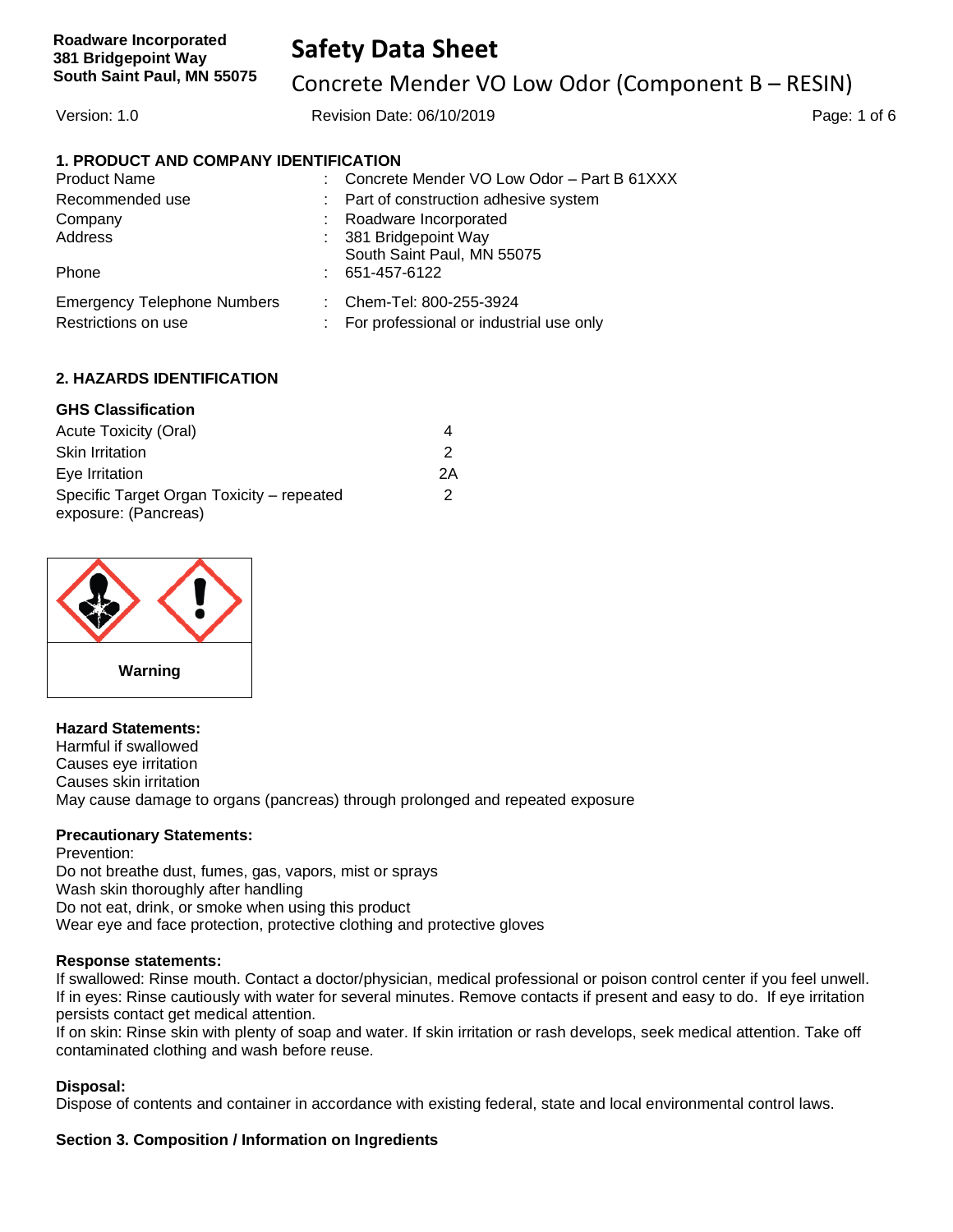**Roadware Incorporated**
**381 Bridgepoint Way**
**South Saint Paul, MN 55075**

# Safety Data Sheet

## Concrete Mender VO Low Odor (Component B – RESIN)

Version: 1.0 Revision Date: 06/10/2019

### 1. PRODUCT AND COMPANY IDENTIFICATION

| | | |
|---|---|---|
| Product Name | : | Concrete Mender VO Low Odor – Part B 61XXX |
| Recommended use | : | Part of construction adhesive system |
| Company | : | Roadware Incorporated |
| Address | : | 381 Bridgepoint Way<br>South Saint Paul, MN 55075 |
| Phone | : | 651-457-6122 |
| Emergency Telephone Numbers | : | Chem-Tel: 800-255-3924 |
| Restrictions on use | : | For professional or industrial use only |

### 2. HAZARDS IDENTIFICATION

**GHS Classification**

| | |
|---|---|
| Acute Toxicity (Oral) | 4 |
| Skin Irritation | 2 |
| Eye Irritation | 2A |
| Specific Target Organ Toxicity – repeated exposure: (Pancreas) | 2 |

**Warning**

**Hazard Statements:**
Harmful if swallowed
Causes eye irritation
Causes skin irritation
May cause damage to organs (pancreas) through prolonged and repeated exposure

**Precautionary Statements:**
Prevention:
Do not breathe dust, fumes, gas, vapors, mist or sprays
Wash skin thoroughly after handling
Do not eat, drink, or smoke when using this product
Wear eye and face protection, protective clothing and protective gloves

**Response statements:**
If swallowed: Rinse mouth. Contact a doctor/physician, medical professional or poison control center if you feel unwell.
If in eyes: Rinse cautiously with water for several minutes. Remove contacts if present and easy to do. If eye irritation persists contact get medical attention.
If on skin: Rinse skin with plenty of soap and water. If skin irritation or rash develops, seek medical attention. Take off contaminated clothing and wash before reuse.

**Disposal:**
Dispose of contents and container in accordance with existing federal, state and local environmental control laws.

### Section 3. Composition / Information on Ingredients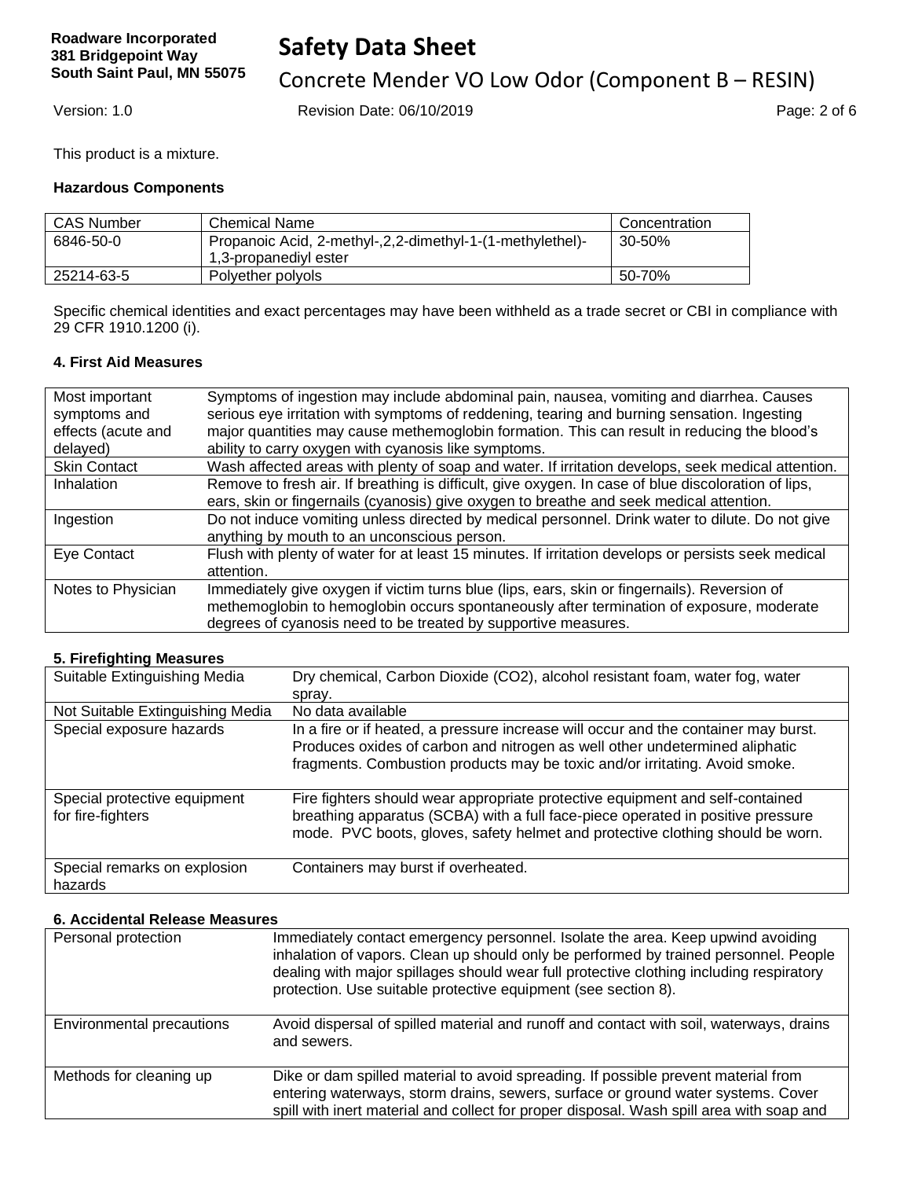This product is a mixture.

**Hazardous Components**

| CAS Number | Chemical Name | Concentration |
|---|---|---|
| 6846-50-0 | Propanoic Acid, 2-methyl-,2,2-dimethyl-1-(1-methylethel)-1,3-propanediyl ester | 30-50% |
| 25214-63-5 | Polyether polyols | 50-70% |

Specific chemical identities and exact percentages may have been withheld as a trade secret or CBI in compliance with 29 CFR 1910.1200 (i).

### 4. First Aid Measures

| | |
|---|---|
| Most important symptoms and effects (acute and delayed) | Symptoms of ingestion may include abdominal pain, nausea, vomiting and diarrhea. Causes serious eye irritation with symptoms of reddening, tearing and burning sensation. Ingesting major quantities may cause methemoglobin formation. This can result in reducing the blood's ability to carry oxygen with cyanosis like symptoms. |
| Skin Contact | Wash affected areas with plenty of soap and water. If irritation develops, seek medical attention. |
| Inhalation | Remove to fresh air. If breathing is difficult, give oxygen. In case of blue discoloration of lips, ears, skin or fingernails (cyanosis) give oxygen to breathe and seek medical attention. |
| Ingestion | Do not induce vomiting unless directed by medical personnel. Drink water to dilute. Do not give anything by mouth to an unconscious person. |
| Eye Contact | Flush with plenty of water for at least 15 minutes. If irritation develops or persists seek medical attention. |
| Notes to Physician | Immediately give oxygen if victim turns blue (lips, ears, skin or fingernails). Reversion of methemoglobin to hemoglobin occurs spontaneously after termination of exposure, moderate degrees of cyanosis need to be treated by supportive measures. |

### 5. Firefighting Measures

| | |
|---|---|
| Suitable Extinguishing Media | Dry chemical, Carbon Dioxide (CO2), alcohol resistant foam, water fog, water spray. |
| Not Suitable Extinguishing Media | No data available |
| Special exposure hazards | In a fire or if heated, a pressure increase will occur and the container may burst. Produces oxides of carbon and nitrogen as well other undetermined aliphatic fragments. Combustion products may be toxic and/or irritating. Avoid smoke. |
| Special protective equipment for fire-fighters | Fire fighters should wear appropriate protective equipment and self-contained breathing apparatus (SCBA) with a full face-piece operated in positive pressure mode. PVC boots, gloves, safety helmet and protective clothing should be worn. |
| Special remarks on explosion hazards | Containers may burst if overheated. |

### 6. Accidental Release Measures

| | |
|---|---|
| Personal protection | Immediately contact emergency personnel. Isolate the area. Keep upwind avoiding inhalation of vapors. Clean up should only be performed by trained personnel. People dealing with major spillages should wear full protective clothing including respiratory protection. Use suitable protective equipment (see section 8). |
| Environmental precautions | Avoid dispersal of spilled material and runoff and contact with soil, waterways, drains and sewers. |
| Methods for cleaning up | Dike or dam spilled material to avoid spreading. If possible prevent material from entering waterways, storm drains, sewers, surface or ground water systems. Cover spill with inert material and collect for proper disposal. Wash spill area with soap and |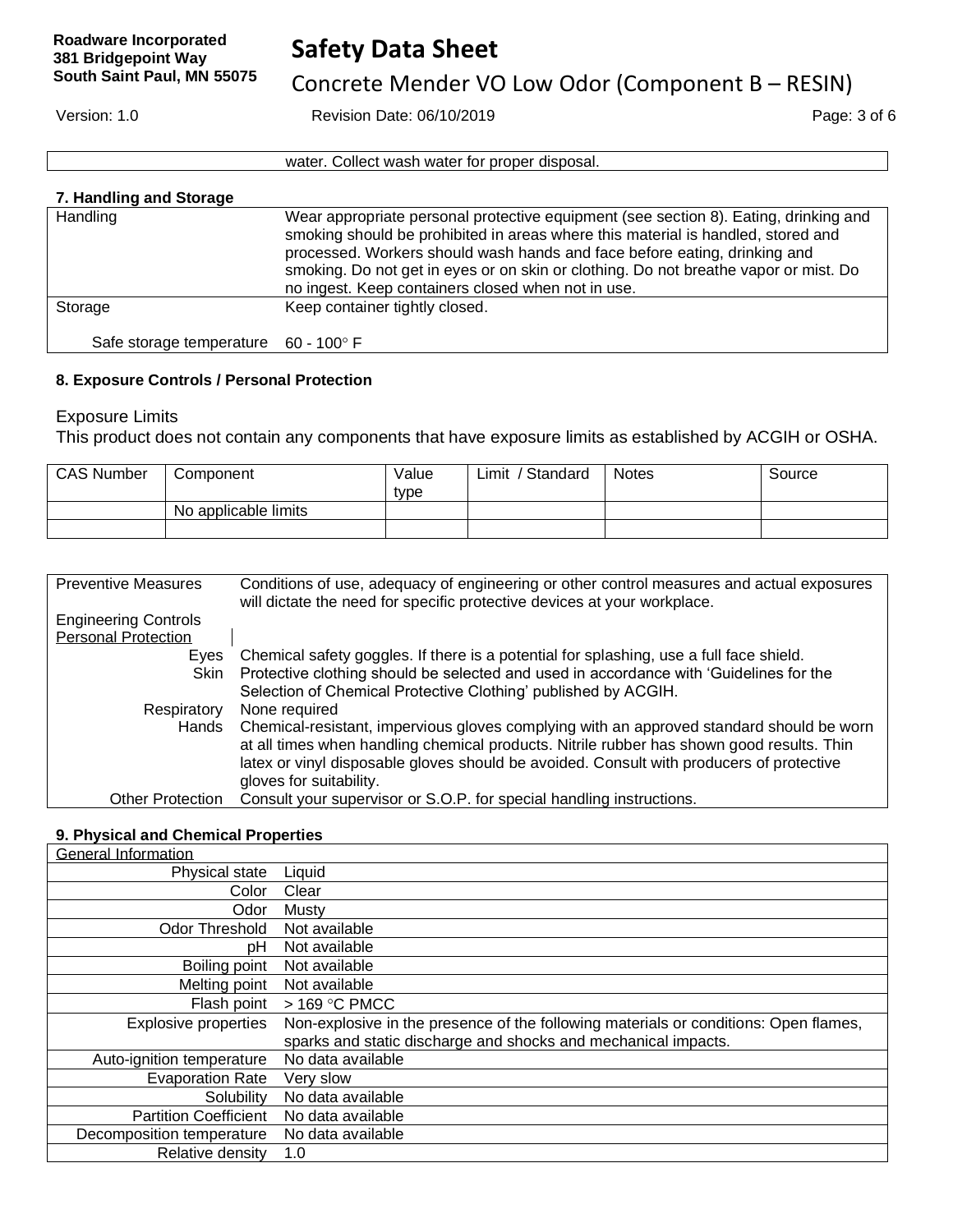| | water. Collect wash water for proper disposal. |
|---|---|

### 7. Handling and Storage

| | |
|---|---|
| Handling | Wear appropriate personal protective equipment (see section 8). Eating, drinking and smoking should be prohibited in areas where this material is handled, stored and processed. Workers should wash hands and face before eating, drinking and smoking. Do not get in eyes or on skin or clothing. Do not breathe vapor or mist. Do no ingest. Keep containers closed when not in use. |
| Storage | Keep container tightly closed. |
| Safe storage temperature | 60 - 100° F |

### 8. Exposure Controls / Personal Protection

Exposure Limits

This product does not contain any components that have exposure limits as established by ACGIH or OSHA.

| CAS Number | Component | Value type | Limit / Standard | Notes | Source |
|---|---|---|---|---|---|
| | No applicable limits | | | | |
| | | | | | |

| | |
|---|---|
| Preventive Measures | Conditions of use, adequacy of engineering or other control measures and actual exposures will dictate the need for specific protective devices at your workplace. |
| Engineering Controls | |
| Personal Protection | |
| Eyes | Chemical safety goggles. If there is a potential for splashing, use a full face shield. |
| Skin | Protective clothing should be selected and used in accordance with 'Guidelines for the Selection of Chemical Protective Clothing' published by ACGIH. |
| Respiratory | None required |
| Hands | Chemical-resistant, impervious gloves complying with an approved standard should be worn at all times when handling chemical products. Nitrile rubber has shown good results. Thin latex or vinyl disposable gloves should be avoided. Consult with producers of protective gloves for suitability. |
| Other Protection | Consult your supervisor or S.O.P. for special handling instructions. |

### 9. Physical and Chemical Properties

| General Information | |
|---|---|
| Physical state | Liquid |
| Color | Clear |
| Odor | Musty |
| Odor Threshold | Not available |
| pH | Not available |
| Boiling point | Not available |
| Melting point | Not available |
| Flash point | > 169 °C PMCC |
| Explosive properties | Non-explosive in the presence of the following materials or conditions: Open flames, sparks and static discharge and shocks and mechanical impacts. |
| Auto-ignition temperature | No data available |
| Evaporation Rate | Very slow |
| Solubility | No data available |
| Partition Coefficient | No data available |
| Decomposition temperature | No data available |
| Relative density | 1.0 |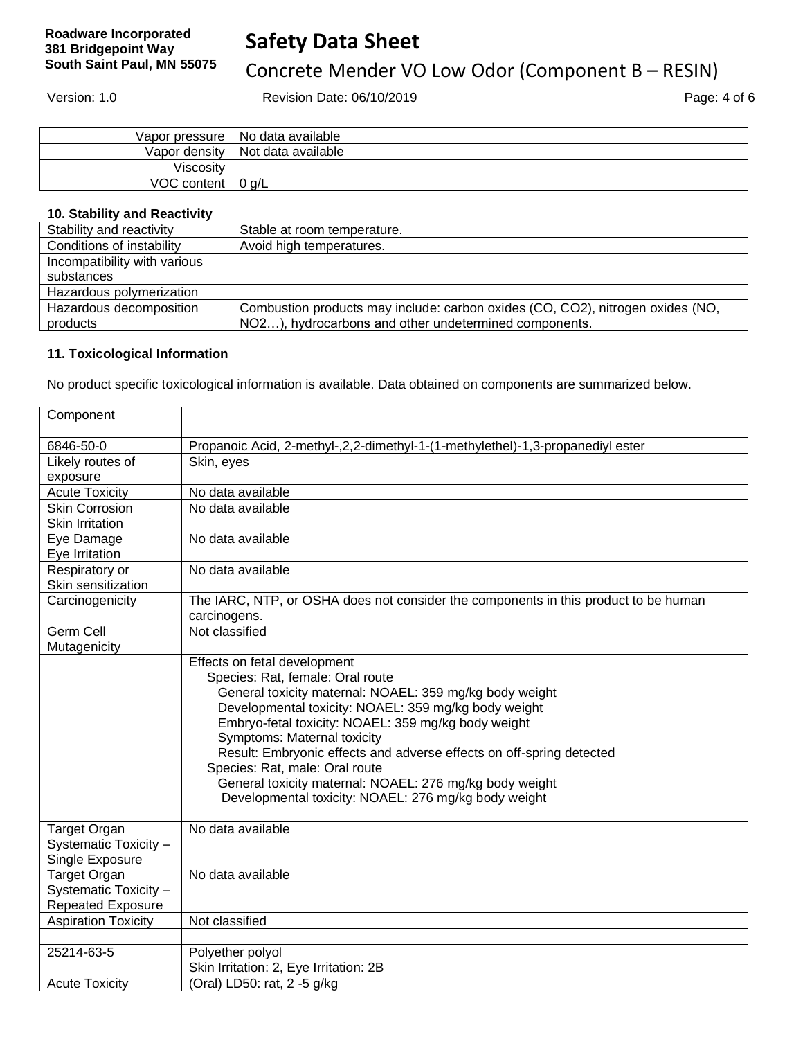| | |
|---|---|
| Vapor pressure | No data available |
| Vapor density | Not data available |
| Viscosity | |
| VOC content | 0 g/L |

**10. Stability and Reactivity**

| | |
|---|---|
| Stability and reactivity | Stable at room temperature. |
| Conditions of instability | Avoid high temperatures. |
| Incompatibility with various substances | |
| Hazardous polymerization | |
| Hazardous decomposition products | Combustion products may include: carbon oxides (CO, CO2), nitrogen oxides (NO, NO2…), hydrocarbons and other undetermined components. |

**11. Toxicological Information**

No product specific toxicological information is available. Data obtained on components are summarized below.

| Component | |
|---|---|
| 6846-50-0 | Propanoic Acid, 2-methyl-,2,2-dimethyl-1-(1-methylethel)-1,3-propanediyl ester |
| Likely routes of exposure | Skin, eyes |
| Acute Toxicity | No data available |
| Skin Corrosion Skin Irritation | No data available |
| Eye Damage Eye Irritation | No data available |
| Respiratory or Skin sensitization | No data available |
| Carcinogenicity | The IARC, NTP, or OSHA does not consider the components in this product to be human carcinogens. |
| Germ Cell Mutagenicity | Not classified |
| | Effects on fetal development<br>Species: Rat, female: Oral route<br>General toxicity maternal: NOAEL: 359 mg/kg body weight<br>Developmental toxicity: NOAEL: 359 mg/kg body weight<br>Embryo-fetal toxicity: NOAEL: 359 mg/kg body weight<br>Symptoms: Maternal toxicity<br>Result: Embryonic effects and adverse effects on off-spring detected<br>Species: Rat, male: Oral route<br>General toxicity maternal: NOAEL: 276 mg/kg body weight<br>Developmental toxicity: NOAEL: 276 mg/kg body weight |
| Target Organ Systematic Toxicity – Single Exposure | No data available |
| Target Organ Systematic Toxicity – Repeated Exposure | No data available |
| Aspiration Toxicity | Not classified |
| | |
| 25214-63-5 | Polyether polyol<br>Skin Irritation: 2, Eye Irritation: 2B |
| Acute Toxicity | (Oral) LD50: rat, 2 -5 g/kg |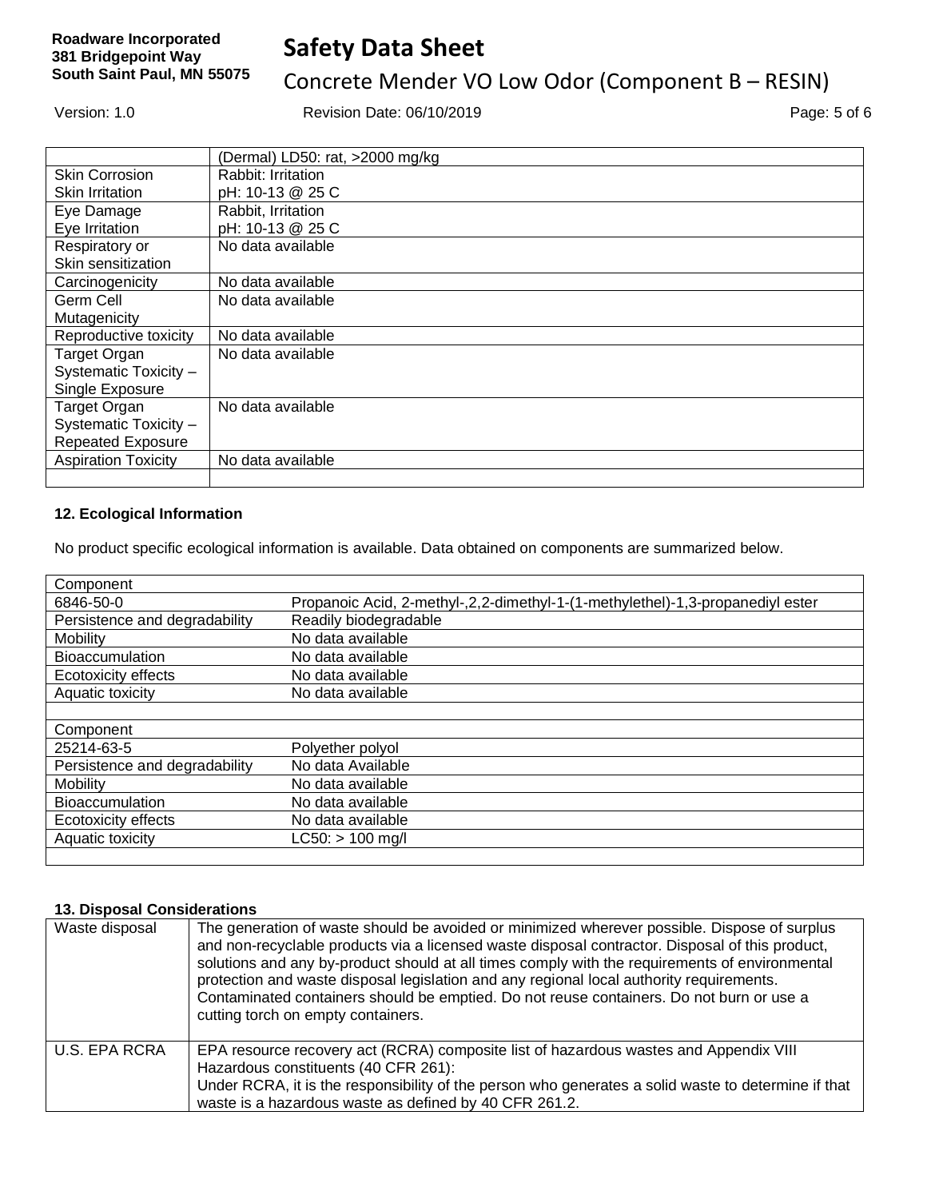| | |
|---|---|
| | (Dermal) LD50: rat, >2000 mg/kg |
| Skin Corrosion<br>Skin Irritation | Rabbit: Irritation<br>pH: 10-13 @ 25 C |
| Eye Damage<br>Eye Irritation | Rabbit, Irritation<br>pH: 10-13 @ 25 C |
| Respiratory or Skin sensitization | No data available |
| Carcinogenicity | No data available |
| Germ Cell Mutagenicity | No data available |
| Reproductive toxicity | No data available |
| Target Organ Systematic Toxicity – Single Exposure | No data available |
| Target Organ Systematic Toxicity – Repeated Exposure | No data available |
| Aspiration Toxicity | No data available |
| | |

#### 12. Ecological Information

No product specific ecological information is available. Data obtained on components are summarized below.

| Component | |
|---|---|
| 6846-50-0 | Propanoic Acid, 2-methyl-,2,2-dimethyl-1-(1-methylethel)-1,3-propanediyl ester |
| Persistence and degradability | Readily biodegradable |
| Mobility | No data available |
| Bioaccumulation | No data available |
| Ecotoxicity effects | No data available |
| Aquatic toxicity | No data available |
| | |
| Component | |
| 25214-63-5 | Polyether polyol |
| Persistence and degradability | No data Available |
| Mobility | No data available |
| Bioaccumulation | No data available |
| Ecotoxicity effects | No data available |
| Aquatic toxicity | LC50: > 100 mg/l |
| | |

#### 13. Disposal Considerations

| | |
|---|---|
| Waste disposal | The generation of waste should be avoided or minimized wherever possible. Dispose of surplus and non-recyclable products via a licensed waste disposal contractor. Disposal of this product, solutions and any by-product should at all times comply with the requirements of environmental protection and waste disposal legislation and any regional local authority requirements. Contaminated containers should be emptied. Do not reuse containers. Do not burn or use a cutting torch on empty containers. |
| U.S. EPA RCRA | EPA resource recovery act (RCRA) composite list of hazardous wastes and Appendix VIII Hazardous constituents (40 CFR 261):<br>Under RCRA, it is the responsibility of the person who generates a solid waste to determine if that waste is a hazardous waste as defined by 40 CFR 261.2. |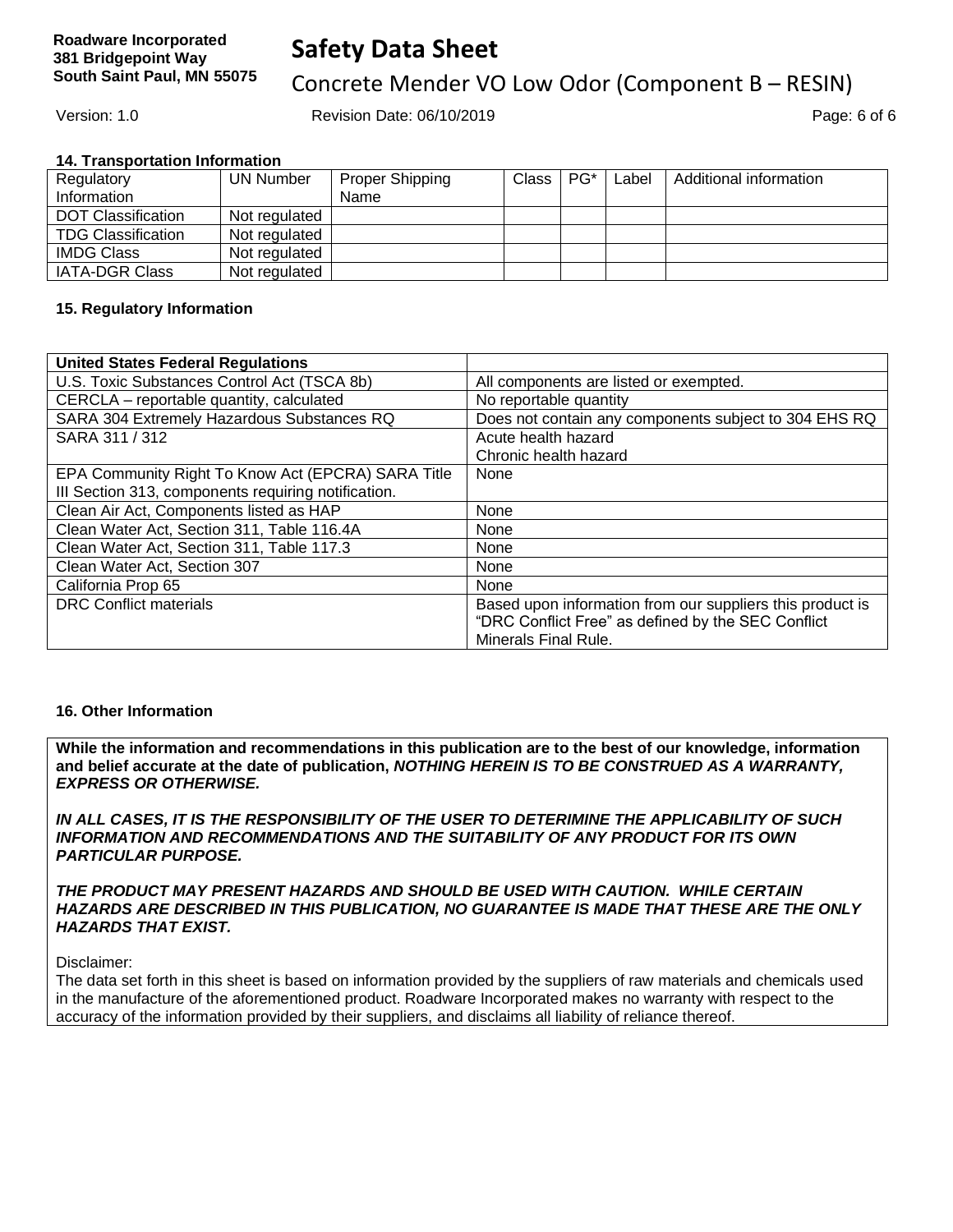### 14. Transportation Information

| Regulatory Information | UN Number | Proper Shipping Name | Class | PG* | Label | Additional information |
|---|---|---|---|---|---|---|
| DOT Classification | Not regulated | | | | | |
| TDG Classification | Not regulated | | | | | |
| IMDG Class | Not regulated | | | | | |
| IATA-DGR Class | Not regulated | | | | | |

### 15. Regulatory Information

| United States Federal Regulations | |
|---|---|
| U.S. Toxic Substances Control Act (TSCA 8b) | All components are listed or exempted. |
| CERCLA – reportable quantity, calculated | No reportable quantity |
| SARA 304 Extremely Hazardous Substances RQ | Does not contain any components subject to 304 EHS RQ |
| SARA 311 / 312 | Acute health hazard<br>Chronic health hazard |
| EPA Community Right To Know Act (EPCRA) SARA Title III Section 313, components requiring notification. | None |
| Clean Air Act, Components listed as HAP | None |
| Clean Water Act, Section 311, Table 116.4A | None |
| Clean Water Act, Section 311, Table 117.3 | None |
| Clean Water Act, Section 307 | None |
| California Prop 65 | None |
| DRC Conflict materials | Based upon information from our suppliers this product is "DRC Conflict Free" as defined by the SEC Conflict Minerals Final Rule. |

### 16. Other Information

**While the information and recommendations in this publication are to the best of our knowledge, information and belief accurate at the date of publication, *NOTHING HEREIN IS TO BE CONSTRUED AS A WARRANTY, EXPRESS OR OTHERWISE.***

***IN ALL CASES, IT IS THE RESPONSIBILITY OF THE USER TO DETERIMINE THE APPLICABILITY OF SUCH INFORMATION AND RECOMMENDATIONS AND THE SUITABILITY OF ANY PRODUCT FOR ITS OWN PARTICULAR PURPOSE.***

***THE PRODUCT MAY PRESENT HAZARDS AND SHOULD BE USED WITH CAUTION. WHILE CERTAIN HAZARDS ARE DESCRIBED IN THIS PUBLICATION, NO GUARANTEE IS MADE THAT THESE ARE THE ONLY HAZARDS THAT EXIST.***

Disclaimer:
The data set forth in this sheet is based on information provided by the suppliers of raw materials and chemicals used in the manufacture of the aforementioned product. Roadware Incorporated makes no warranty with respect to the accuracy of the information provided by their suppliers, and disclaims all liability of reliance thereof.